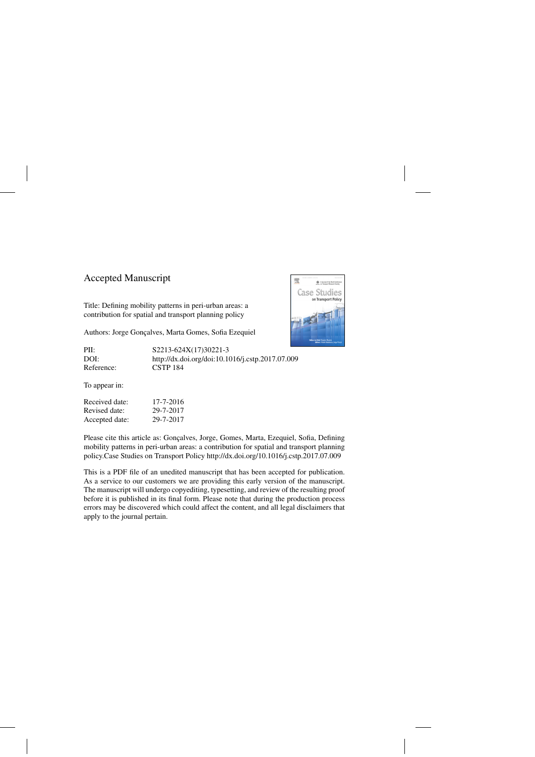Accepted Manuscript

Title: Defining mobility patterns in peri-urban areas: a contribution for spatial and transport planning policy

Authors: Jorge Gonçalves, Marta Gomes, Sofia Ezequiel

| | |
|---|---|
| PII: | S2213-624X(17)30221-3 |
| DOI: | http://dx.doi.org/doi:10.1016/j.cstp.2017.07.009 |
| Reference: | CSTP 184 |

To appear in:

| | |
|---|---|
| Received date: | 17-7-2016 |
| Revised date: | 29-7-2017 |
| Accepted date: | 29-7-2017 |

Please cite this article as: Gonçalves, Jorge, Gomes, Marta, Ezequiel, Sofia, Defining mobility patterns in peri-urban areas: a contribution for spatial and transport planning policy.Case Studies on Transport Policy http://dx.doi.org/10.1016/j.cstp.2017.07.009

This is a PDF file of an unedited manuscript that has been accepted for publication. As a service to our customers we are providing this early version of the manuscript. The manuscript will undergo copyediting, typesetting, and review of the resulting proof before it is published in its final form. Please note that during the production process errors may be discovered which could affect the content, and all legal disclaimers that apply to the journal pertain.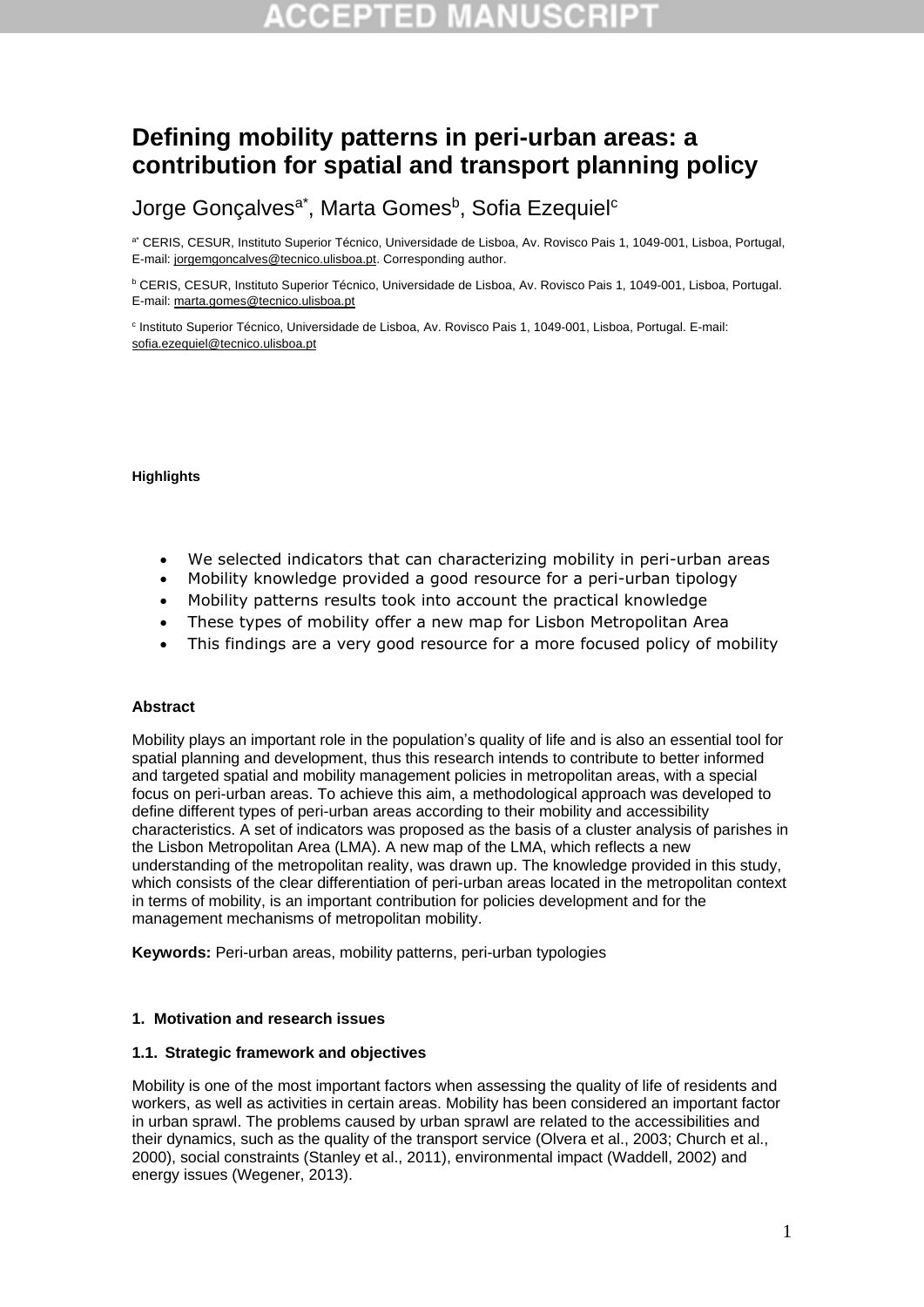# Defining mobility patterns in peri-urban areas: a contribution for spatial and transport planning policy

Jorge Gonçalves[a*], Marta Gomes[b], Sofia Ezequiel[c]

[a*] CERIS, CESUR, Instituto Superior Técnico, Universidade de Lisboa, Av. Rovisco Pais 1, 1049-001, Lisboa, Portugal, E-mail: jorgemgoncalves@tecnico.ulisboa.pt. Corresponding author.

[b] CERIS, CESUR, Instituto Superior Técnico, Universidade de Lisboa, Av. Rovisco Pais 1, 1049-001, Lisboa, Portugal. E-mail: marta.gomes@tecnico.ulisboa.pt

[c] Instituto Superior Técnico, Universidade de Lisboa, Av. Rovisco Pais 1, 1049-001, Lisboa, Portugal. E-mail: sofia.ezequiel@tecnico.ulisboa.pt

**Highlights**

- We selected indicators that can characterizing mobility in peri-urban areas
- Mobility knowledge provided a good resource for a peri-urban tipology
- Mobility patterns results took into account the practical knowledge
- These types of mobility offer a new map for Lisbon Metropolitan Area
- This findings are a very good resource for a more focused policy of mobility

**Abstract**

Mobility plays an important role in the population's quality of life and is also an essential tool for spatial planning and development, thus this research intends to contribute to better informed and targeted spatial and mobility management policies in metropolitan areas, with a special focus on peri-urban areas. To achieve this aim, a methodological approach was developed to define different types of peri-urban areas according to their mobility and accessibility characteristics. A set of indicators was proposed as the basis of a cluster analysis of parishes in the Lisbon Metropolitan Area (LMA). A new map of the LMA, which reflects a new understanding of the metropolitan reality, was drawn up. The knowledge provided in this study, which consists of the clear differentiation of peri-urban areas located in the metropolitan context in terms of mobility, is an important contribution for policies development and for the management mechanisms of metropolitan mobility.

**Keywords:** Peri-urban areas, mobility patterns, peri-urban typologies

## 1. Motivation and research issues

### 1.1. Strategic framework and objectives

Mobility is one of the most important factors when assessing the quality of life of residents and workers, as well as activities in certain areas. Mobility has been considered an important factor in urban sprawl. The problems caused by urban sprawl are related to the accessibilities and their dynamics, such as the quality of the transport service (Olvera et al., 2003; Church et al., 2000), social constraints (Stanley et al., 2011), environmental impact (Waddell, 2002) and energy issues (Wegener, 2013).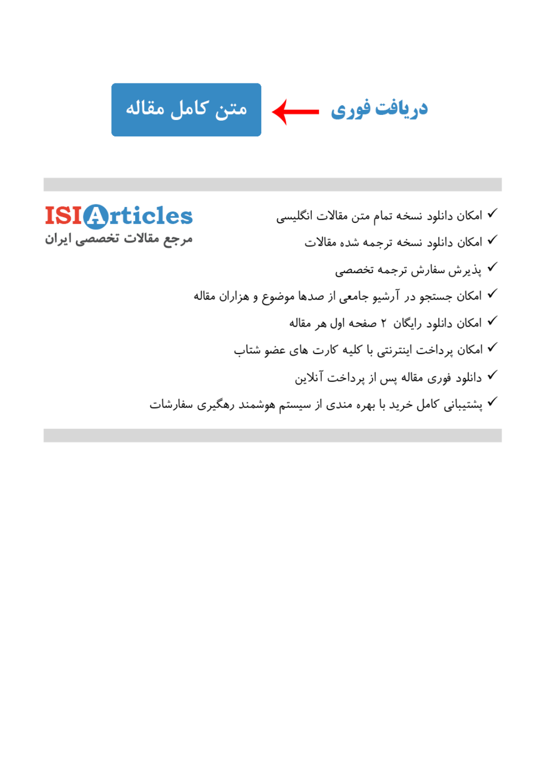متن کامل مقاله ← دریافت فوری

ISIArticles

مرجع مقالات تخصصی ایران

- ✓ امکان دانلود نسخه تمام متن مقالات انگلیسی
- ✓ امکان دانلود نسخه ترجمه شده مقالات
- ✓ پذیرش سفارش ترجمه تخصصی
- ✓ امکان جستجو در آرشیو جامعی از صدها موضوع و هزاران مقاله
- ✓ امکان دانلود رایگان ۲ صفحه اول هر مقاله
- ✓ امکان پرداخت اینترنتی با کلیه کارت های عضو شتاب
- ✓ دانلود فوری مقاله پس از پرداخت آنلاین
- ✓ پشتیبانی کامل خرید با بهره مندی از سیستم هوشمند رهگیری سفارشات